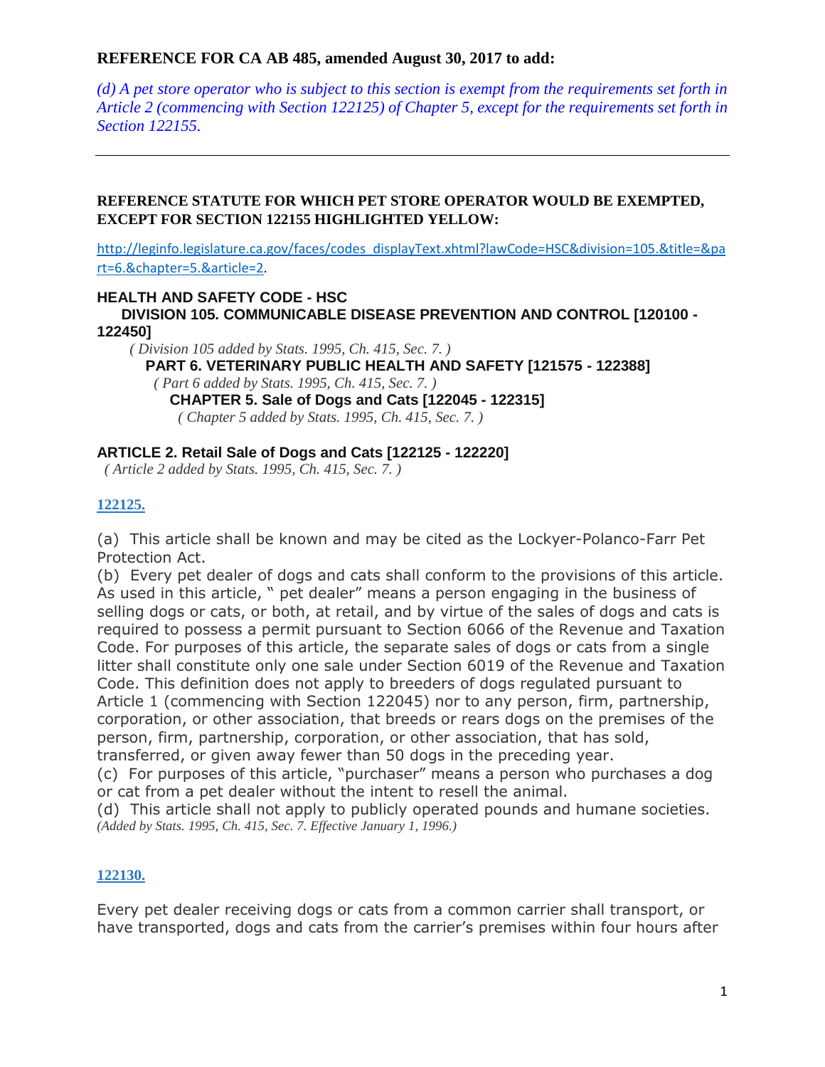**REFERENCE FOR CA AB 485, amended August 30, 2017 to add:**

*(d) A pet store operator who is subject to this section is exempt from the requirements set forth in Article 2 (commencing with Section 122125) of Chapter 5, except for the requirements set forth in Section 122155.*

---

**REFERENCE STATUTE FOR WHICH PET STORE OPERATOR WOULD BE EXEMPTED, EXCEPT FOR SECTION 122155 HIGHLIGHTED YELLOW:**

http://leginfo.legislature.ca.gov/faces/codes_displayText.xhtml?lawCode=HSC&division=105.&title=&part=6.&chapter=5.&article=2.

**HEALTH AND SAFETY CODE - HSC**

**DIVISION 105. COMMUNICABLE DISEASE PREVENTION AND CONTROL [120100 - 122450]**

*( Division 105 added by Stats. 1995, Ch. 415, Sec. 7. )*

**PART 6. VETERINARY PUBLIC HEALTH AND SAFETY [121575 - 122388]**

*( Part 6 added by Stats. 1995, Ch. 415, Sec. 7. )*

**CHAPTER 5. Sale of Dogs and Cats [122045 - 122315]**

*( Chapter 5 added by Stats. 1995, Ch. 415, Sec. 7. )*

**ARTICLE 2. Retail Sale of Dogs and Cats [122125 - 122220]**

*( Article 2 added by Stats. 1995, Ch. 415, Sec. 7. )*

**122125.**

(a) This article shall be known and may be cited as the Lockyer-Polanco-Farr Pet Protection Act.
(b) Every pet dealer of dogs and cats shall conform to the provisions of this article. As used in this article, " pet dealer" means a person engaging in the business of selling dogs or cats, or both, at retail, and by virtue of the sales of dogs and cats is required to possess a permit pursuant to Section 6066 of the Revenue and Taxation Code. For purposes of this article, the separate sales of dogs or cats from a single litter shall constitute only one sale under Section 6019 of the Revenue and Taxation Code. This definition does not apply to breeders of dogs regulated pursuant to Article 1 (commencing with Section 122045) nor to any person, firm, partnership, corporation, or other association, that breeds or rears dogs on the premises of the person, firm, partnership, corporation, or other association, that has sold, transferred, or given away fewer than 50 dogs in the preceding year.
(c) For purposes of this article, "purchaser" means a person who purchases a dog or cat from a pet dealer without the intent to resell the animal.
(d) This article shall not apply to publicly operated pounds and humane societies.
*(Added by Stats. 1995, Ch. 415, Sec. 7. Effective January 1, 1996.)*

**122130.**

Every pet dealer receiving dogs or cats from a common carrier shall transport, or have transported, dogs and cats from the carrier's premises within four hours after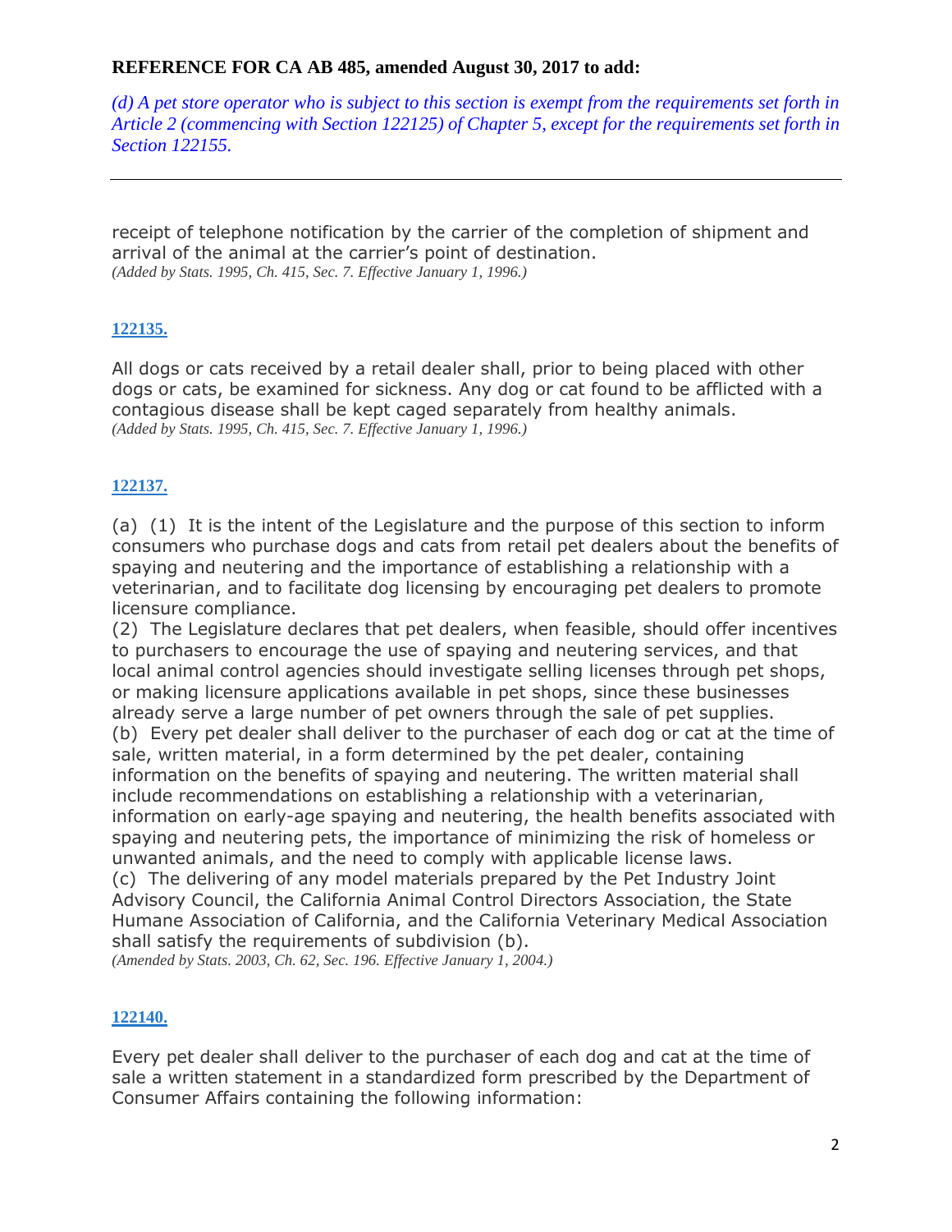**REFERENCE FOR CA AB 485, amended August 30, 2017 to add:**

*(d) A pet store operator who is subject to this section is exempt from the requirements set forth in Article 2 (commencing with Section 122125) of Chapter 5, except for the requirements set forth in Section 122155.*

---

receipt of telephone notification by the carrier of the completion of shipment and arrival of the animal at the carrier's point of destination.
*(Added by Stats. 1995, Ch. 415, Sec. 7. Effective January 1, 1996.)*

**122135.**

All dogs or cats received by a retail dealer shall, prior to being placed with other dogs or cats, be examined for sickness. Any dog or cat found to be afflicted with a contagious disease shall be kept caged separately from healthy animals.
*(Added by Stats. 1995, Ch. 415, Sec. 7. Effective January 1, 1996.)*

**122137.**

(a) (1) It is the intent of the Legislature and the purpose of this section to inform consumers who purchase dogs and cats from retail pet dealers about the benefits of spaying and neutering and the importance of establishing a relationship with a veterinarian, and to facilitate dog licensing by encouraging pet dealers to promote licensure compliance.
(2) The Legislature declares that pet dealers, when feasible, should offer incentives to purchasers to encourage the use of spaying and neutering services, and that local animal control agencies should investigate selling licenses through pet shops, or making licensure applications available in pet shops, since these businesses already serve a large number of pet owners through the sale of pet supplies.
(b) Every pet dealer shall deliver to the purchaser of each dog or cat at the time of sale, written material, in a form determined by the pet dealer, containing information on the benefits of spaying and neutering. The written material shall include recommendations on establishing a relationship with a veterinarian, information on early-age spaying and neutering, the health benefits associated with spaying and neutering pets, the importance of minimizing the risk of homeless or unwanted animals, and the need to comply with applicable license laws.
(c) The delivering of any model materials prepared by the Pet Industry Joint Advisory Council, the California Animal Control Directors Association, the State Humane Association of California, and the California Veterinary Medical Association shall satisfy the requirements of subdivision (b).
*(Amended by Stats. 2003, Ch. 62, Sec. 196. Effective January 1, 2004.)*

**122140.**

Every pet dealer shall deliver to the purchaser of each dog and cat at the time of sale a written statement in a standardized form prescribed by the Department of Consumer Affairs containing the following information: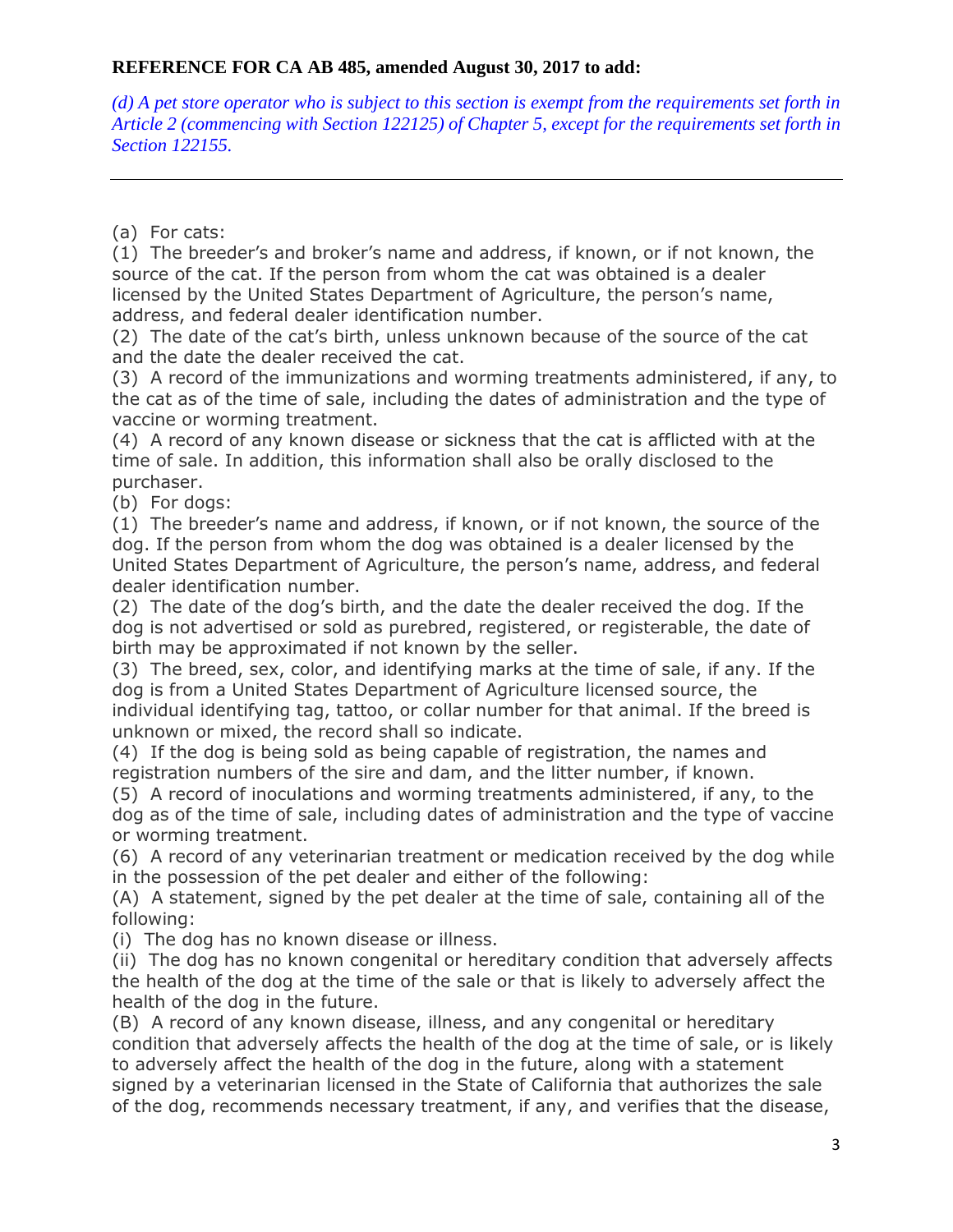**REFERENCE FOR CA AB 485, amended August 30, 2017 to add:**

*(d) A pet store operator who is subject to this section is exempt from the requirements set forth in Article 2 (commencing with Section 122125) of Chapter 5, except for the requirements set forth in Section 122155.*

---

(a) For cats:
(1) The breeder's and broker's name and address, if known, or if not known, the source of the cat. If the person from whom the cat was obtained is a dealer licensed by the United States Department of Agriculture, the person's name, address, and federal dealer identification number.
(2) The date of the cat's birth, unless unknown because of the source of the cat and the date the dealer received the cat.
(3) A record of the immunizations and worming treatments administered, if any, to the cat as of the time of sale, including the dates of administration and the type of vaccine or worming treatment.
(4) A record of any known disease or sickness that the cat is afflicted with at the time of sale. In addition, this information shall also be orally disclosed to the purchaser.
(b) For dogs:
(1) The breeder's name and address, if known, or if not known, the source of the dog. If the person from whom the dog was obtained is a dealer licensed by the United States Department of Agriculture, the person's name, address, and federal dealer identification number.
(2) The date of the dog's birth, and the date the dealer received the dog. If the dog is not advertised or sold as purebred, registered, or registerable, the date of birth may be approximated if not known by the seller.
(3) The breed, sex, color, and identifying marks at the time of sale, if any. If the dog is from a United States Department of Agriculture licensed source, the individual identifying tag, tattoo, or collar number for that animal. If the breed is unknown or mixed, the record shall so indicate.
(4) If the dog is being sold as being capable of registration, the names and registration numbers of the sire and dam, and the litter number, if known.
(5) A record of inoculations and worming treatments administered, if any, to the dog as of the time of sale, including dates of administration and the type of vaccine or worming treatment.
(6) A record of any veterinarian treatment or medication received by the dog while in the possession of the pet dealer and either of the following:
(A) A statement, signed by the pet dealer at the time of sale, containing all of the following:
(i) The dog has no known disease or illness.
(ii) The dog has no known congenital or hereditary condition that adversely affects the health of the dog at the time of the sale or that is likely to adversely affect the health of the dog in the future.
(B) A record of any known disease, illness, and any congenital or hereditary condition that adversely affects the health of the dog at the time of sale, or is likely to adversely affect the health of the dog in the future, along with a statement signed by a veterinarian licensed in the State of California that authorizes the sale of the dog, recommends necessary treatment, if any, and verifies that the disease,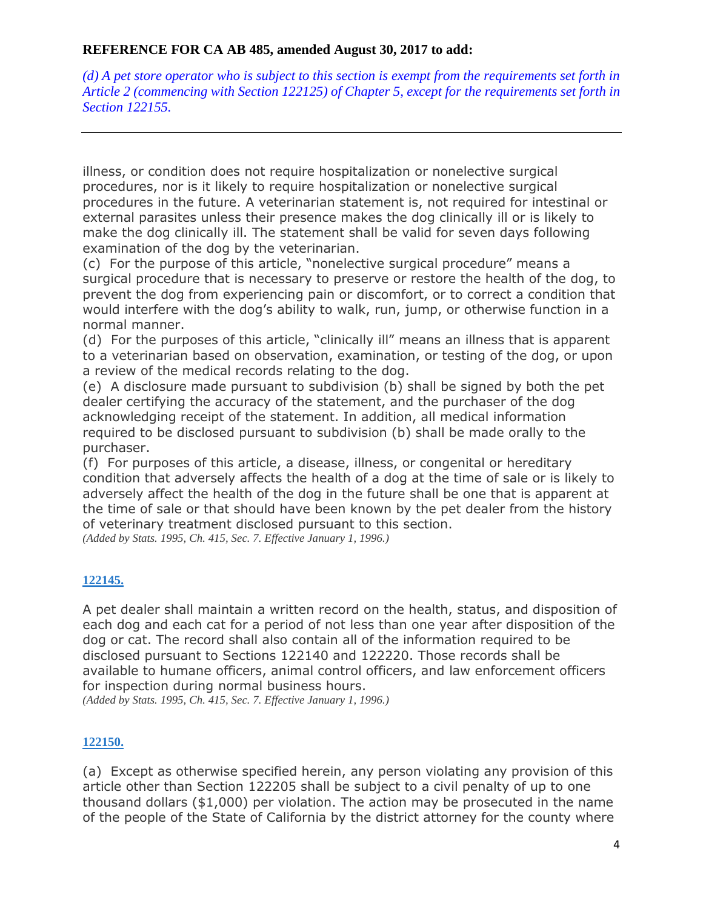**REFERENCE FOR CA AB 485, amended August 30, 2017 to add:**

*(d) A pet store operator who is subject to this section is exempt from the requirements set forth in Article 2 (commencing with Section 122125) of Chapter 5, except for the requirements set forth in Section 122155.*

---

illness, or condition does not require hospitalization or nonelective surgical procedures, nor is it likely to require hospitalization or nonelective surgical procedures in the future. A veterinarian statement is, not required for intestinal or external parasites unless their presence makes the dog clinically ill or is likely to make the dog clinically ill. The statement shall be valid for seven days following examination of the dog by the veterinarian.

(c) For the purpose of this article, "nonelective surgical procedure" means a surgical procedure that is necessary to preserve or restore the health of the dog, to prevent the dog from experiencing pain or discomfort, or to correct a condition that would interfere with the dog's ability to walk, run, jump, or otherwise function in a normal manner.

(d) For the purposes of this article, "clinically ill" means an illness that is apparent to a veterinarian based on observation, examination, or testing of the dog, or upon a review of the medical records relating to the dog.

(e) A disclosure made pursuant to subdivision (b) shall be signed by both the pet dealer certifying the accuracy of the statement, and the purchaser of the dog acknowledging receipt of the statement. In addition, all medical information required to be disclosed pursuant to subdivision (b) shall be made orally to the purchaser.

(f) For purposes of this article, a disease, illness, or congenital or hereditary condition that adversely affects the health of a dog at the time of sale or is likely to adversely affect the health of the dog in the future shall be one that is apparent at the time of sale or that should have been known by the pet dealer from the history of veterinary treatment disclosed pursuant to this section.

*(Added by Stats. 1995, Ch. 415, Sec. 7. Effective January 1, 1996.)*

**122145.**

A pet dealer shall maintain a written record on the health, status, and disposition of each dog and each cat for a period of not less than one year after disposition of the dog or cat. The record shall also contain all of the information required to be disclosed pursuant to Sections 122140 and 122220. Those records shall be available to humane officers, animal control officers, and law enforcement officers for inspection during normal business hours.

*(Added by Stats. 1995, Ch. 415, Sec. 7. Effective January 1, 1996.)*

**122150.**

(a) Except as otherwise specified herein, any person violating any provision of this article other than Section 122205 shall be subject to a civil penalty of up to one thousand dollars ($1,000) per violation. The action may be prosecuted in the name of the people of the State of California by the district attorney for the county where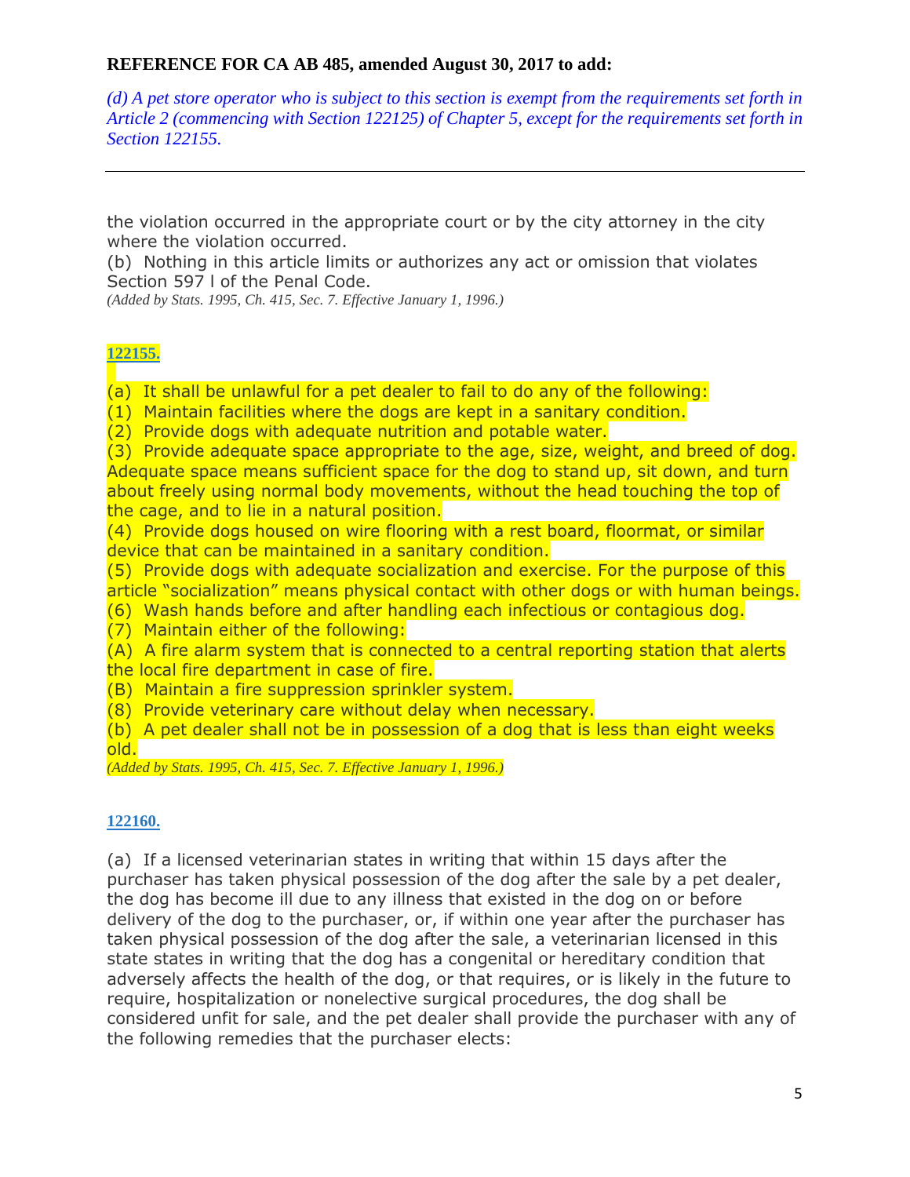**REFERENCE FOR CA AB 485, amended August 30, 2017 to add:**

*(d) A pet store operator who is subject to this section is exempt from the requirements set forth in Article 2 (commencing with Section 122125) of Chapter 5, except for the requirements set forth in Section 122155.*

---

the violation occurred in the appropriate court or by the city attorney in the city where the violation occurred.

(b) Nothing in this article limits or authorizes any act or omission that violates Section 597 l of the Penal Code.

*(Added by Stats. 1995, Ch. 415, Sec. 7. Effective January 1, 1996.)*

**122155.**

(a) It shall be unlawful for a pet dealer to fail to do any of the following:

(1) Maintain facilities where the dogs are kept in a sanitary condition.

(2) Provide dogs with adequate nutrition and potable water.

(3) Provide adequate space appropriate to the age, size, weight, and breed of dog. Adequate space means sufficient space for the dog to stand up, sit down, and turn about freely using normal body movements, without the head touching the top of the cage, and to lie in a natural position.

(4) Provide dogs housed on wire flooring with a rest board, floormat, or similar device that can be maintained in a sanitary condition.

(5) Provide dogs with adequate socialization and exercise. For the purpose of this article "socialization" means physical contact with other dogs or with human beings.

(6) Wash hands before and after handling each infectious or contagious dog.

(7) Maintain either of the following:

(A) A fire alarm system that is connected to a central reporting station that alerts the local fire department in case of fire.

(B) Maintain a fire suppression sprinkler system.

(8) Provide veterinary care without delay when necessary.

(b) A pet dealer shall not be in possession of a dog that is less than eight weeks old.

*(Added by Stats. 1995, Ch. 415, Sec. 7. Effective January 1, 1996.)*

**122160.**

(a) If a licensed veterinarian states in writing that within 15 days after the purchaser has taken physical possession of the dog after the sale by a pet dealer, the dog has become ill due to any illness that existed in the dog on or before delivery of the dog to the purchaser, or, if within one year after the purchaser has taken physical possession of the dog after the sale, a veterinarian licensed in this state states in writing that the dog has a congenital or hereditary condition that adversely affects the health of the dog, or that requires, or is likely in the future to require, hospitalization or nonelective surgical procedures, the dog shall be considered unfit for sale, and the pet dealer shall provide the purchaser with any of the following remedies that the purchaser elects: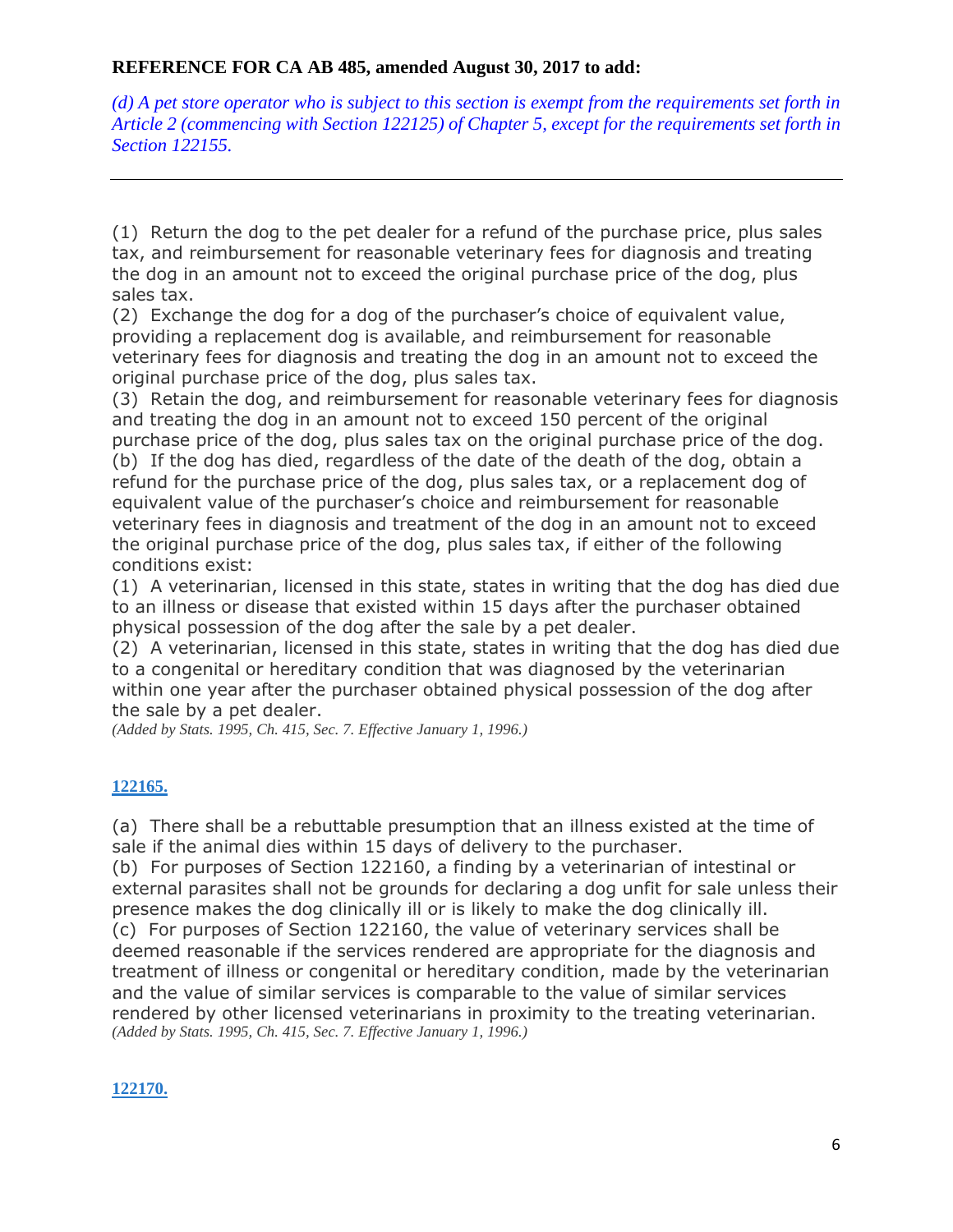**REFERENCE FOR CA AB 485, amended August 30, 2017 to add:**

*(d) A pet store operator who is subject to this section is exempt from the requirements set forth in Article 2 (commencing with Section 122125) of Chapter 5, except for the requirements set forth in Section 122155.*

---

(1) Return the dog to the pet dealer for a refund of the purchase price, plus sales tax, and reimbursement for reasonable veterinary fees for diagnosis and treating the dog in an amount not to exceed the original purchase price of the dog, plus sales tax.

(2) Exchange the dog for a dog of the purchaser's choice of equivalent value, providing a replacement dog is available, and reimbursement for reasonable veterinary fees for diagnosis and treating the dog in an amount not to exceed the original purchase price of the dog, plus sales tax.

(3) Retain the dog, and reimbursement for reasonable veterinary fees for diagnosis and treating the dog in an amount not to exceed 150 percent of the original purchase price of the dog, plus sales tax on the original purchase price of the dog.

(b) If the dog has died, regardless of the date of the death of the dog, obtain a refund for the purchase price of the dog, plus sales tax, or a replacement dog of equivalent value of the purchaser's choice and reimbursement for reasonable veterinary fees in diagnosis and treatment of the dog in an amount not to exceed the original purchase price of the dog, plus sales tax, if either of the following conditions exist:

(1) A veterinarian, licensed in this state, states in writing that the dog has died due to an illness or disease that existed within 15 days after the purchaser obtained physical possession of the dog after the sale by a pet dealer.

(2) A veterinarian, licensed in this state, states in writing that the dog has died due to a congenital or hereditary condition that was diagnosed by the veterinarian within one year after the purchaser obtained physical possession of the dog after the sale by a pet dealer.

*(Added by Stats. 1995, Ch. 415, Sec. 7. Effective January 1, 1996.)*

**122165.**

(a) There shall be a rebuttable presumption that an illness existed at the time of sale if the animal dies within 15 days of delivery to the purchaser.

(b) For purposes of Section 122160, a finding by a veterinarian of intestinal or external parasites shall not be grounds for declaring a dog unfit for sale unless their presence makes the dog clinically ill or is likely to make the dog clinically ill.

(c) For purposes of Section 122160, the value of veterinary services shall be deemed reasonable if the services rendered are appropriate for the diagnosis and treatment of illness or congenital or hereditary condition, made by the veterinarian and the value of similar services is comparable to the value of similar services rendered by other licensed veterinarians in proximity to the treating veterinarian.

*(Added by Stats. 1995, Ch. 415, Sec. 7. Effective January 1, 1996.)*

**122170.**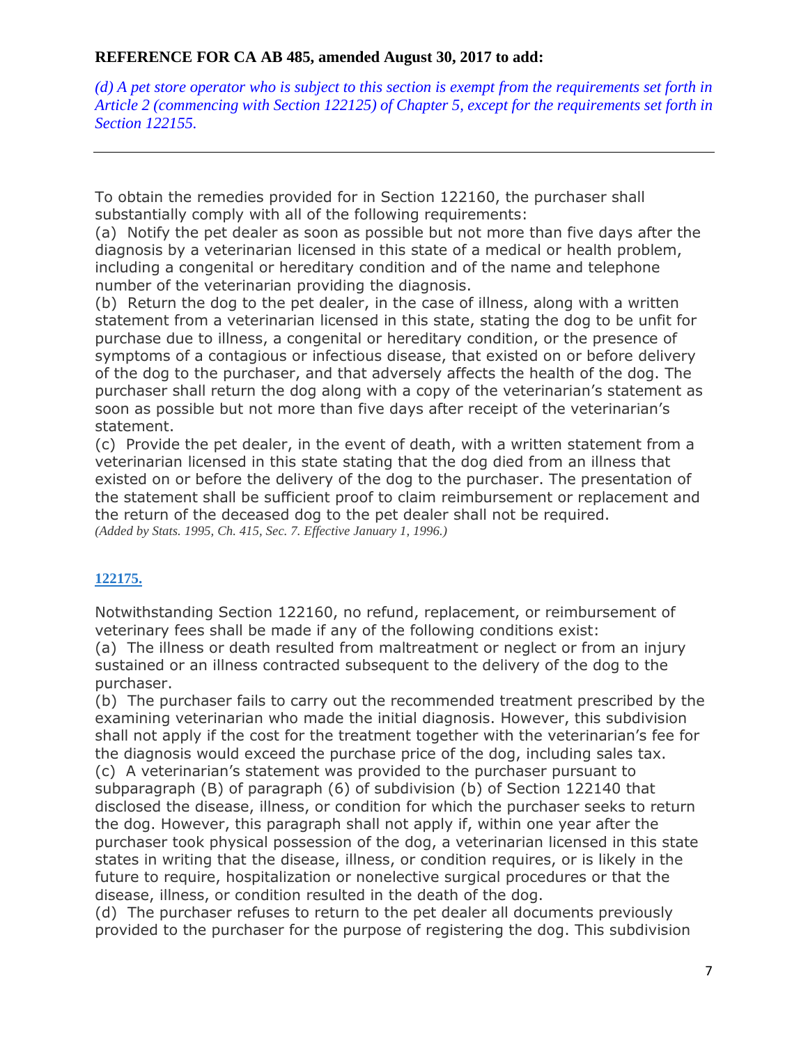**REFERENCE FOR CA AB 485, amended August 30, 2017 to add:**

*(d) A pet store operator who is subject to this section is exempt from the requirements set forth in Article 2 (commencing with Section 122125) of Chapter 5, except for the requirements set forth in Section 122155.*

---

To obtain the remedies provided for in Section 122160, the purchaser shall substantially comply with all of the following requirements:

(a) Notify the pet dealer as soon as possible but not more than five days after the diagnosis by a veterinarian licensed in this state of a medical or health problem, including a congenital or hereditary condition and of the name and telephone number of the veterinarian providing the diagnosis.

(b) Return the dog to the pet dealer, in the case of illness, along with a written statement from a veterinarian licensed in this state, stating the dog to be unfit for purchase due to illness, a congenital or hereditary condition, or the presence of symptoms of a contagious or infectious disease, that existed on or before delivery of the dog to the purchaser, and that adversely affects the health of the dog. The purchaser shall return the dog along with a copy of the veterinarian's statement as soon as possible but not more than five days after receipt of the veterinarian's statement.

(c) Provide the pet dealer, in the event of death, with a written statement from a veterinarian licensed in this state stating that the dog died from an illness that existed on or before the delivery of the dog to the purchaser. The presentation of the statement shall be sufficient proof to claim reimbursement or replacement and the return of the deceased dog to the pet dealer shall not be required.

*(Added by Stats. 1995, Ch. 415, Sec. 7. Effective January 1, 1996.)*

**122175.**

Notwithstanding Section 122160, no refund, replacement, or reimbursement of veterinary fees shall be made if any of the following conditions exist:

(a) The illness or death resulted from maltreatment or neglect or from an injury sustained or an illness contracted subsequent to the delivery of the dog to the purchaser.

(b) The purchaser fails to carry out the recommended treatment prescribed by the examining veterinarian who made the initial diagnosis. However, this subdivision shall not apply if the cost for the treatment together with the veterinarian's fee for the diagnosis would exceed the purchase price of the dog, including sales tax.

(c) A veterinarian's statement was provided to the purchaser pursuant to subparagraph (B) of paragraph (6) of subdivision (b) of Section 122140 that disclosed the disease, illness, or condition for which the purchaser seeks to return the dog. However, this paragraph shall not apply if, within one year after the purchaser took physical possession of the dog, a veterinarian licensed in this state states in writing that the disease, illness, or condition requires, or is likely in the future to require, hospitalization or nonelective surgical procedures or that the disease, illness, or condition resulted in the death of the dog.

(d) The purchaser refuses to return to the pet dealer all documents previously provided to the purchaser for the purpose of registering the dog. This subdivision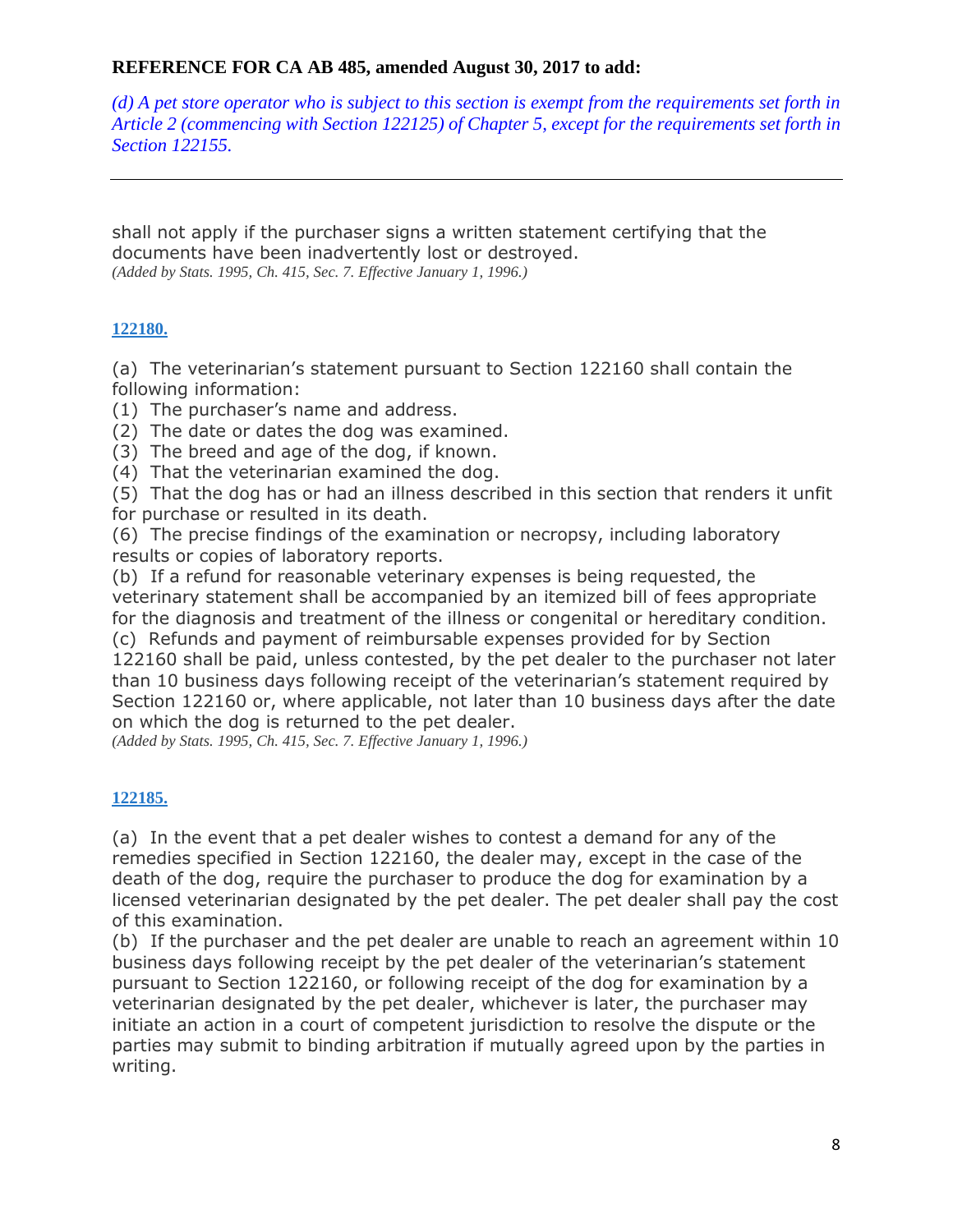**REFERENCE FOR CA AB 485, amended August 30, 2017 to add:**

*(d) A pet store operator who is subject to this section is exempt from the requirements set forth in Article 2 (commencing with Section 122125) of Chapter 5, except for the requirements set forth in Section 122155.*

---

shall not apply if the purchaser signs a written statement certifying that the documents have been inadvertently lost or destroyed.
*(Added by Stats. 1995, Ch. 415, Sec. 7. Effective January 1, 1996.)*

**122180.**

(a) The veterinarian's statement pursuant to Section 122160 shall contain the following information:
(1) The purchaser's name and address.
(2) The date or dates the dog was examined.
(3) The breed and age of the dog, if known.
(4) That the veterinarian examined the dog.
(5) That the dog has or had an illness described in this section that renders it unfit for purchase or resulted in its death.
(6) The precise findings of the examination or necropsy, including laboratory results or copies of laboratory reports.
(b) If a refund for reasonable veterinary expenses is being requested, the veterinary statement shall be accompanied by an itemized bill of fees appropriate for the diagnosis and treatment of the illness or congenital or hereditary condition.
(c) Refunds and payment of reimbursable expenses provided for by Section 122160 shall be paid, unless contested, by the pet dealer to the purchaser not later than 10 business days following receipt of the veterinarian's statement required by Section 122160 or, where applicable, not later than 10 business days after the date on which the dog is returned to the pet dealer.
*(Added by Stats. 1995, Ch. 415, Sec. 7. Effective January 1, 1996.)*

**122185.**

(a) In the event that a pet dealer wishes to contest a demand for any of the remedies specified in Section 122160, the dealer may, except in the case of the death of the dog, require the purchaser to produce the dog for examination by a licensed veterinarian designated by the pet dealer. The pet dealer shall pay the cost of this examination.
(b) If the purchaser and the pet dealer are unable to reach an agreement within 10 business days following receipt by the pet dealer of the veterinarian's statement pursuant to Section 122160, or following receipt of the dog for examination by a veterinarian designated by the pet dealer, whichever is later, the purchaser may initiate an action in a court of competent jurisdiction to resolve the dispute or the parties may submit to binding arbitration if mutually agreed upon by the parties in writing.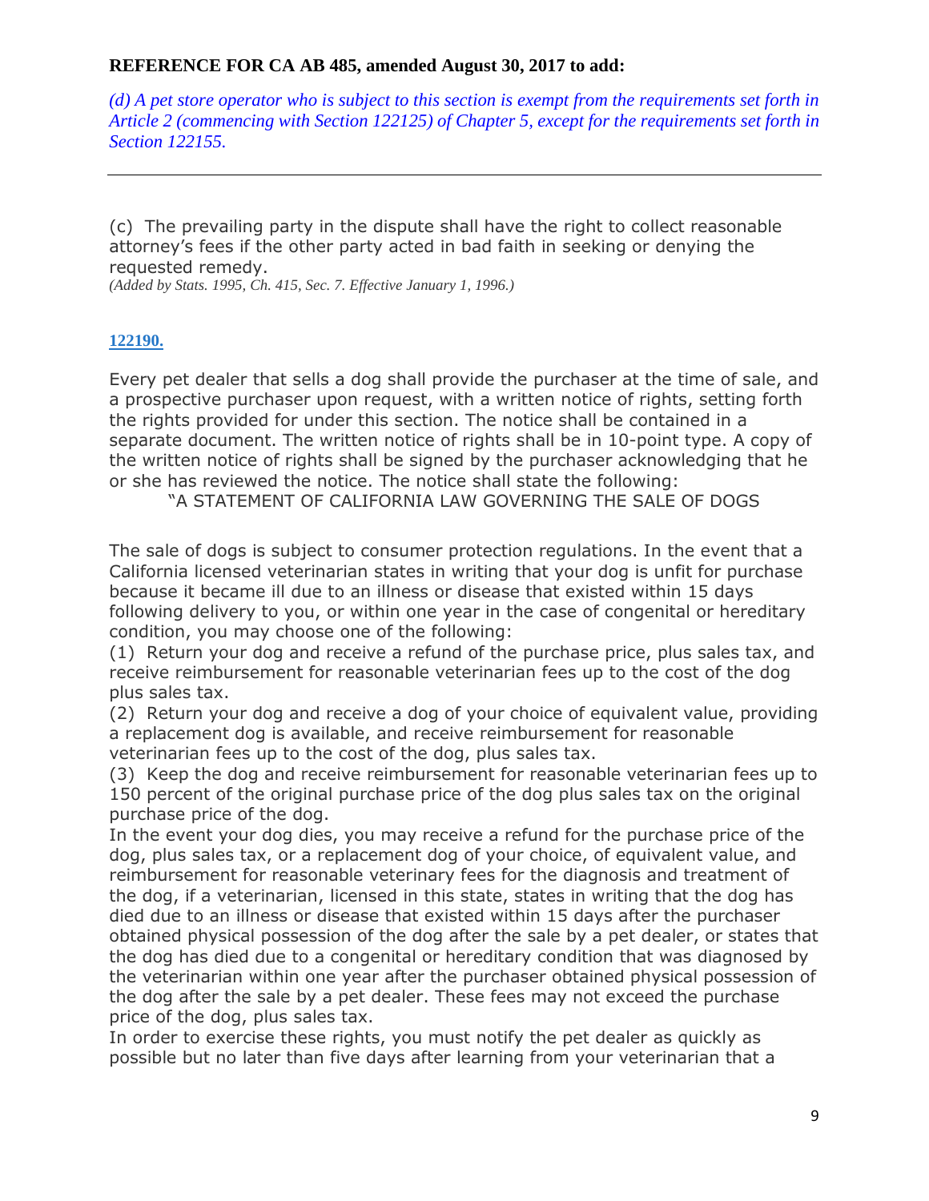**REFERENCE FOR CA AB 485, amended August 30, 2017 to add:**

*(d) A pet store operator who is subject to this section is exempt from the requirements set forth in Article 2 (commencing with Section 122125) of Chapter 5, except for the requirements set forth in Section 122155.*

---

(c) The prevailing party in the dispute shall have the right to collect reasonable attorney's fees if the other party acted in bad faith in seeking or denying the requested remedy.

*(Added by Stats. 1995, Ch. 415, Sec. 7. Effective January 1, 1996.)*

**122190.**

Every pet dealer that sells a dog shall provide the purchaser at the time of sale, and a prospective purchaser upon request, with a written notice of rights, setting forth the rights provided for under this section. The notice shall be contained in a separate document. The written notice of rights shall be in 10-point type. A copy of the written notice of rights shall be signed by the purchaser acknowledging that he or she has reviewed the notice. The notice shall state the following:

"A STATEMENT OF CALIFORNIA LAW GOVERNING THE SALE OF DOGS

The sale of dogs is subject to consumer protection regulations. In the event that a California licensed veterinarian states in writing that your dog is unfit for purchase because it became ill due to an illness or disease that existed within 15 days following delivery to you, or within one year in the case of congenital or hereditary condition, you may choose one of the following:

(1) Return your dog and receive a refund of the purchase price, plus sales tax, and receive reimbursement for reasonable veterinarian fees up to the cost of the dog plus sales tax.

(2) Return your dog and receive a dog of your choice of equivalent value, providing a replacement dog is available, and receive reimbursement for reasonable veterinarian fees up to the cost of the dog, plus sales tax.

(3) Keep the dog and receive reimbursement for reasonable veterinarian fees up to 150 percent of the original purchase price of the dog plus sales tax on the original purchase price of the dog.

In the event your dog dies, you may receive a refund for the purchase price of the dog, plus sales tax, or a replacement dog of your choice, of equivalent value, and reimbursement for reasonable veterinary fees for the diagnosis and treatment of the dog, if a veterinarian, licensed in this state, states in writing that the dog has died due to an illness or disease that existed within 15 days after the purchaser obtained physical possession of the dog after the sale by a pet dealer, or states that the dog has died due to a congenital or hereditary condition that was diagnosed by the veterinarian within one year after the purchaser obtained physical possession of the dog after the sale by a pet dealer. These fees may not exceed the purchase price of the dog, plus sales tax.

In order to exercise these rights, you must notify the pet dealer as quickly as possible but no later than five days after learning from your veterinarian that a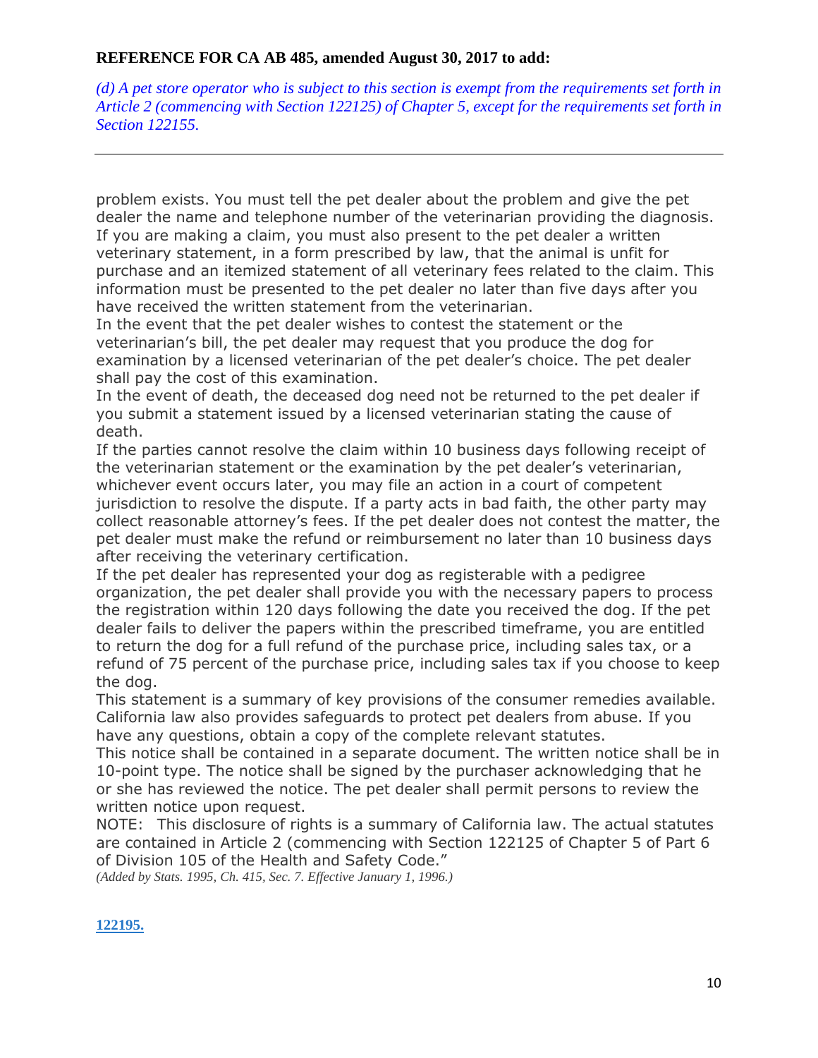**REFERENCE FOR CA AB 485, amended August 30, 2017 to add:**

*(d) A pet store operator who is subject to this section is exempt from the requirements set forth in Article 2 (commencing with Section 122125) of Chapter 5, except for the requirements set forth in Section 122155.*

---

problem exists. You must tell the pet dealer about the problem and give the pet dealer the name and telephone number of the veterinarian providing the diagnosis. If you are making a claim, you must also present to the pet dealer a written veterinary statement, in a form prescribed by law, that the animal is unfit for purchase and an itemized statement of all veterinary fees related to the claim. This information must be presented to the pet dealer no later than five days after you have received the written statement from the veterinarian.

In the event that the pet dealer wishes to contest the statement or the veterinarian's bill, the pet dealer may request that you produce the dog for examination by a licensed veterinarian of the pet dealer's choice. The pet dealer shall pay the cost of this examination.

In the event of death, the deceased dog need not be returned to the pet dealer if you submit a statement issued by a licensed veterinarian stating the cause of death.

If the parties cannot resolve the claim within 10 business days following receipt of the veterinarian statement or the examination by the pet dealer's veterinarian, whichever event occurs later, you may file an action in a court of competent jurisdiction to resolve the dispute. If a party acts in bad faith, the other party may collect reasonable attorney's fees. If the pet dealer does not contest the matter, the pet dealer must make the refund or reimbursement no later than 10 business days after receiving the veterinary certification.

If the pet dealer has represented your dog as registerable with a pedigree organization, the pet dealer shall provide you with the necessary papers to process the registration within 120 days following the date you received the dog. If the pet dealer fails to deliver the papers within the prescribed timeframe, you are entitled to return the dog for a full refund of the purchase price, including sales tax, or a refund of 75 percent of the purchase price, including sales tax if you choose to keep the dog.

This statement is a summary of key provisions of the consumer remedies available. California law also provides safeguards to protect pet dealers from abuse. If you have any questions, obtain a copy of the complete relevant statutes.

This notice shall be contained in a separate document. The written notice shall be in 10-point type. The notice shall be signed by the purchaser acknowledging that he or she has reviewed the notice. The pet dealer shall permit persons to review the written notice upon request.

NOTE: This disclosure of rights is a summary of California law. The actual statutes are contained in Article 2 (commencing with Section 122125 of Chapter 5 of Part 6 of Division 105 of the Health and Safety Code."

*(Added by Stats. 1995, Ch. 415, Sec. 7. Effective January 1, 1996.)*

**122195.**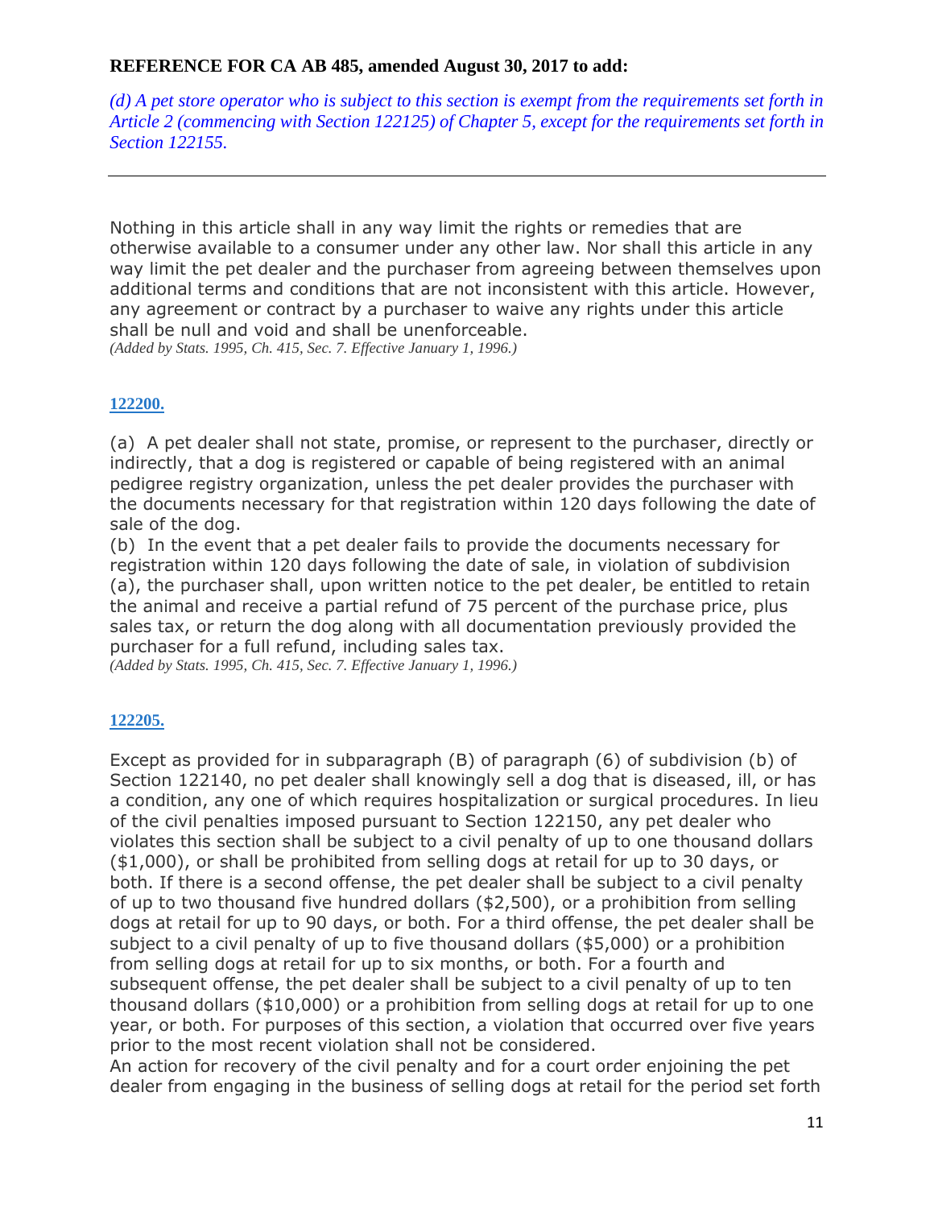**REFERENCE FOR CA AB 485, amended August 30, 2017 to add:**

*(d) A pet store operator who is subject to this section is exempt from the requirements set forth in Article 2 (commencing with Section 122125) of Chapter 5, except for the requirements set forth in Section 122155.*

---

Nothing in this article shall in any way limit the rights or remedies that are otherwise available to a consumer under any other law. Nor shall this article in any way limit the pet dealer and the purchaser from agreeing between themselves upon additional terms and conditions that are not inconsistent with this article. However, any agreement or contract by a purchaser to waive any rights under this article shall be null and void and shall be unenforceable.
*(Added by Stats. 1995, Ch. 415, Sec. 7. Effective January 1, 1996.)*

**122200.**

(a) A pet dealer shall not state, promise, or represent to the purchaser, directly or indirectly, that a dog is registered or capable of being registered with an animal pedigree registry organization, unless the pet dealer provides the purchaser with the documents necessary for that registration within 120 days following the date of sale of the dog.
(b) In the event that a pet dealer fails to provide the documents necessary for registration within 120 days following the date of sale, in violation of subdivision (a), the purchaser shall, upon written notice to the pet dealer, be entitled to retain the animal and receive a partial refund of 75 percent of the purchase price, plus sales tax, or return the dog along with all documentation previously provided the purchaser for a full refund, including sales tax.
*(Added by Stats. 1995, Ch. 415, Sec. 7. Effective January 1, 1996.)*

**122205.**

Except as provided for in subparagraph (B) of paragraph (6) of subdivision (b) of Section 122140, no pet dealer shall knowingly sell a dog that is diseased, ill, or has a condition, any one of which requires hospitalization or surgical procedures. In lieu of the civil penalties imposed pursuant to Section 122150, any pet dealer who violates this section shall be subject to a civil penalty of up to one thousand dollars ($1,000), or shall be prohibited from selling dogs at retail for up to 30 days, or both. If there is a second offense, the pet dealer shall be subject to a civil penalty of up to two thousand five hundred dollars ($2,500), or a prohibition from selling dogs at retail for up to 90 days, or both. For a third offense, the pet dealer shall be subject to a civil penalty of up to five thousand dollars ($5,000) or a prohibition from selling dogs at retail for up to six months, or both. For a fourth and subsequent offense, the pet dealer shall be subject to a civil penalty of up to ten thousand dollars ($10,000) or a prohibition from selling dogs at retail for up to one year, or both. For purposes of this section, a violation that occurred over five years prior to the most recent violation shall not be considered.
An action for recovery of the civil penalty and for a court order enjoining the pet dealer from engaging in the business of selling dogs at retail for the period set forth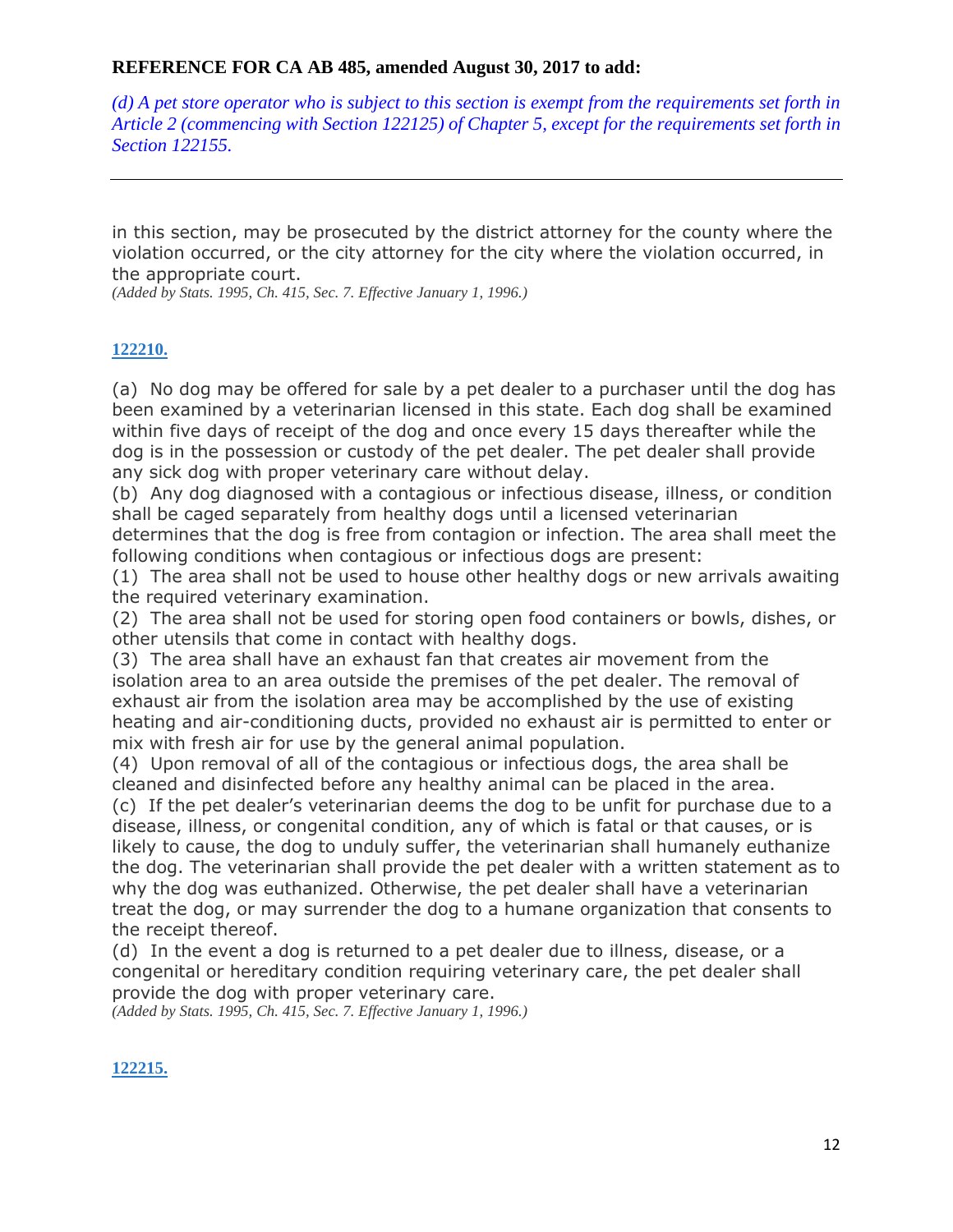**REFERENCE FOR CA AB 485, amended August 30, 2017 to add:**

*(d) A pet store operator who is subject to this section is exempt from the requirements set forth in Article 2 (commencing with Section 122125) of Chapter 5, except for the requirements set forth in Section 122155.*

---

in this section, may be prosecuted by the district attorney for the county where the violation occurred, or the city attorney for the city where the violation occurred, in the appropriate court.

*(Added by Stats. 1995, Ch. 415, Sec. 7. Effective January 1, 1996.)*

**122210.**

(a) No dog may be offered for sale by a pet dealer to a purchaser until the dog has been examined by a veterinarian licensed in this state. Each dog shall be examined within five days of receipt of the dog and once every 15 days thereafter while the dog is in the possession or custody of the pet dealer. The pet dealer shall provide any sick dog with proper veterinary care without delay.

(b) Any dog diagnosed with a contagious or infectious disease, illness, or condition shall be caged separately from healthy dogs until a licensed veterinarian determines that the dog is free from contagion or infection. The area shall meet the following conditions when contagious or infectious dogs are present:

(1) The area shall not be used to house other healthy dogs or new arrivals awaiting the required veterinary examination.

(2) The area shall not be used for storing open food containers or bowls, dishes, or other utensils that come in contact with healthy dogs.

(3) The area shall have an exhaust fan that creates air movement from the isolation area to an area outside the premises of the pet dealer. The removal of exhaust air from the isolation area may be accomplished by the use of existing heating and air-conditioning ducts, provided no exhaust air is permitted to enter or mix with fresh air for use by the general animal population.

(4) Upon removal of all of the contagious or infectious dogs, the area shall be cleaned and disinfected before any healthy animal can be placed in the area.

(c) If the pet dealer's veterinarian deems the dog to be unfit for purchase due to a disease, illness, or congenital condition, any of which is fatal or that causes, or is likely to cause, the dog to unduly suffer, the veterinarian shall humanely euthanize the dog. The veterinarian shall provide the pet dealer with a written statement as to why the dog was euthanized. Otherwise, the pet dealer shall have a veterinarian treat the dog, or may surrender the dog to a humane organization that consents to the receipt thereof.

(d) In the event a dog is returned to a pet dealer due to illness, disease, or a congenital or hereditary condition requiring veterinary care, the pet dealer shall provide the dog with proper veterinary care.

*(Added by Stats. 1995, Ch. 415, Sec. 7. Effective January 1, 1996.)*

**122215.**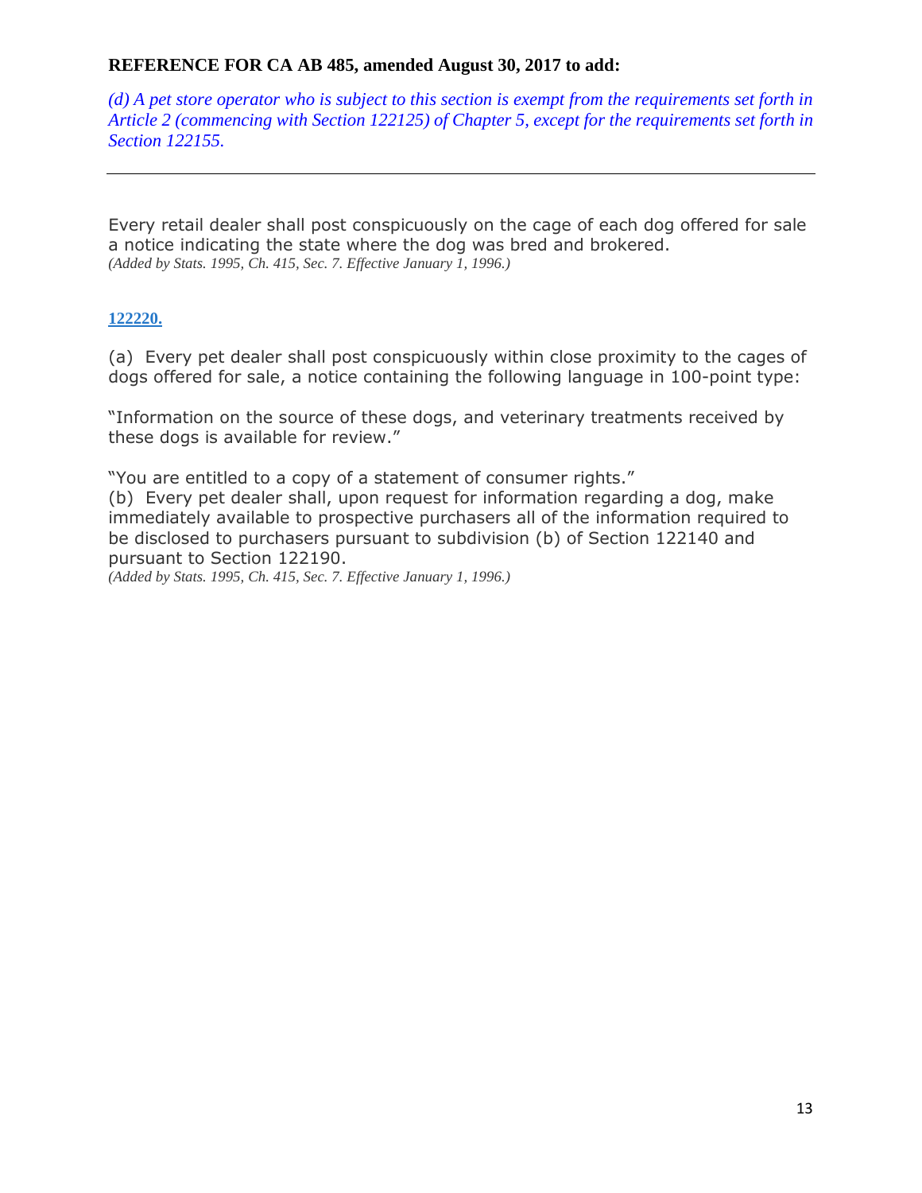**REFERENCE FOR CA AB 485, amended August 30, 2017 to add:**

*(d) A pet store operator who is subject to this section is exempt from the requirements set forth in Article 2 (commencing with Section 122125) of Chapter 5, except for the requirements set forth in Section 122155.*

---

Every retail dealer shall post conspicuously on the cage of each dog offered for sale a notice indicating the state where the dog was bred and brokered.
*(Added by Stats. 1995, Ch. 415, Sec. 7. Effective January 1, 1996.)*

**122220.**

(a) Every pet dealer shall post conspicuously within close proximity to the cages of dogs offered for sale, a notice containing the following language in 100-point type:

"Information on the source of these dogs, and veterinary treatments received by these dogs is available for review."

"You are entitled to a copy of a statement of consumer rights."

(b) Every pet dealer shall, upon request for information regarding a dog, make immediately available to prospective purchasers all of the information required to be disclosed to purchasers pursuant to subdivision (b) of Section 122140 and pursuant to Section 122190.
*(Added by Stats. 1995, Ch. 415, Sec. 7. Effective January 1, 1996.)*